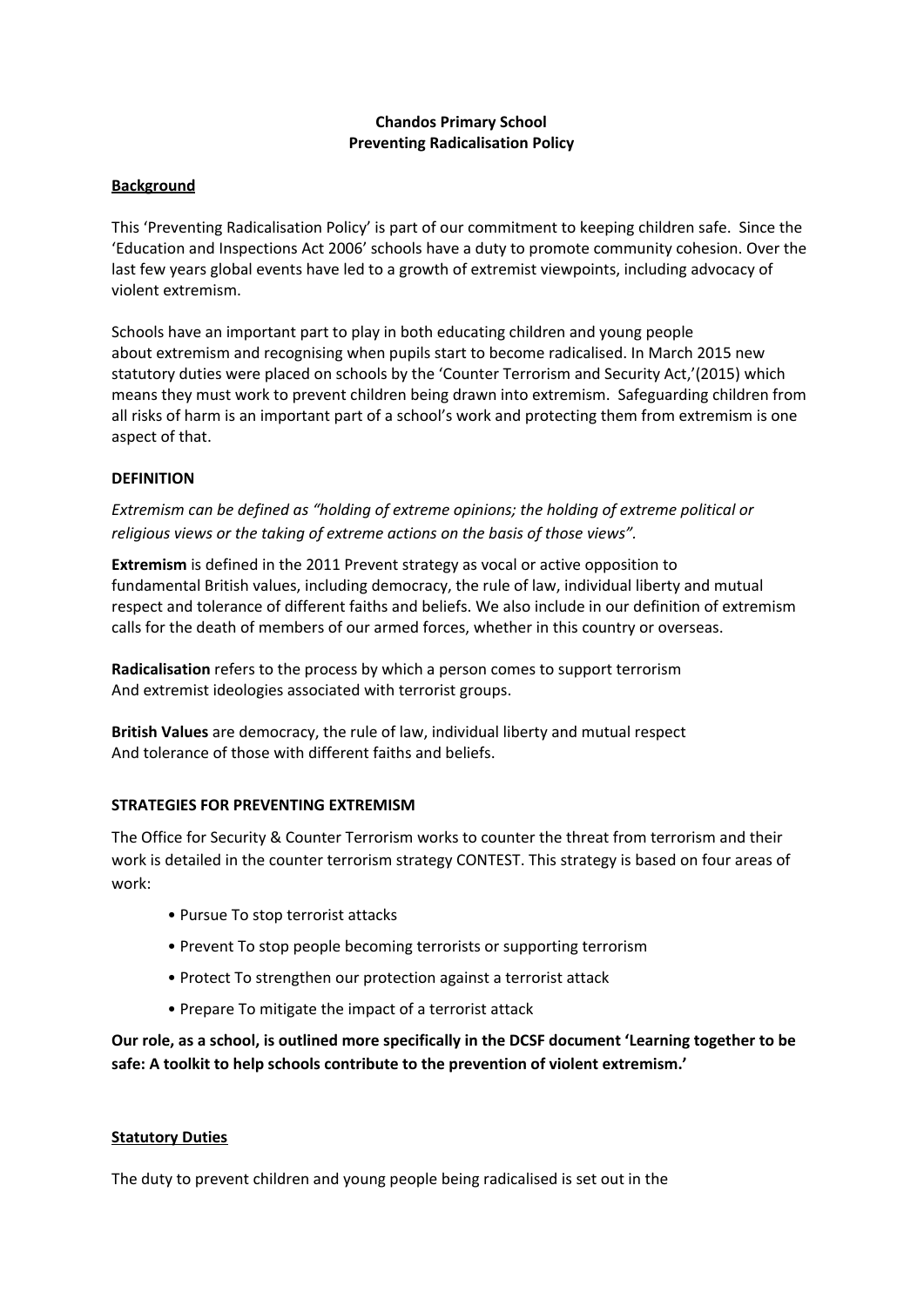**Chandos Primary School**
**Preventing Radicalisation Policy**

## Background

This 'Preventing Radicalisation Policy' is part of our commitment to keeping children safe. Since the 'Education and Inspections Act 2006' schools have a duty to promote community cohesion. Over the last few years global events have led to a growth of extremist viewpoints, including advocacy of violent extremism.

Schools have an important part to play in both educating children and young people about extremism and recognising when pupils start to become radicalised. In March 2015 new statutory duties were placed on schools by the 'Counter Terrorism and Security Act,'(2015) which means they must work to prevent children being drawn into extremism. Safeguarding children from all risks of harm is an important part of a school's work and protecting them from extremism is one aspect of that.

## DEFINITION

*Extremism can be defined as "holding of extreme opinions; the holding of extreme political or religious views or the taking of extreme actions on the basis of those views".*

**Extremism** is defined in the 2011 Prevent strategy as vocal or active opposition to fundamental British values, including democracy, the rule of law, individual liberty and mutual respect and tolerance of different faiths and beliefs. We also include in our definition of extremism calls for the death of members of our armed forces, whether in this country or overseas.

**Radicalisation** refers to the process by which a person comes to support terrorism And extremist ideologies associated with terrorist groups.

**British Values** are democracy, the rule of law, individual liberty and mutual respect And tolerance of those with different faiths and beliefs.

## STRATEGIES FOR PREVENTING EXTREMISM

The Office for Security & Counter Terrorism works to counter the threat from terrorism and their work is detailed in the counter terrorism strategy CONTEST. This strategy is based on four areas of work:

- Pursue To stop terrorist attacks
- Prevent To stop people becoming terrorists or supporting terrorism
- Protect To strengthen our protection against a terrorist attack
- Prepare To mitigate the impact of a terrorist attack

**Our role, as a school, is outlined more specifically in the DCSF document 'Learning together to be safe: A toolkit to help schools contribute to the prevention of violent extremism.'**

## Statutory Duties

The duty to prevent children and young people being radicalised is set out in the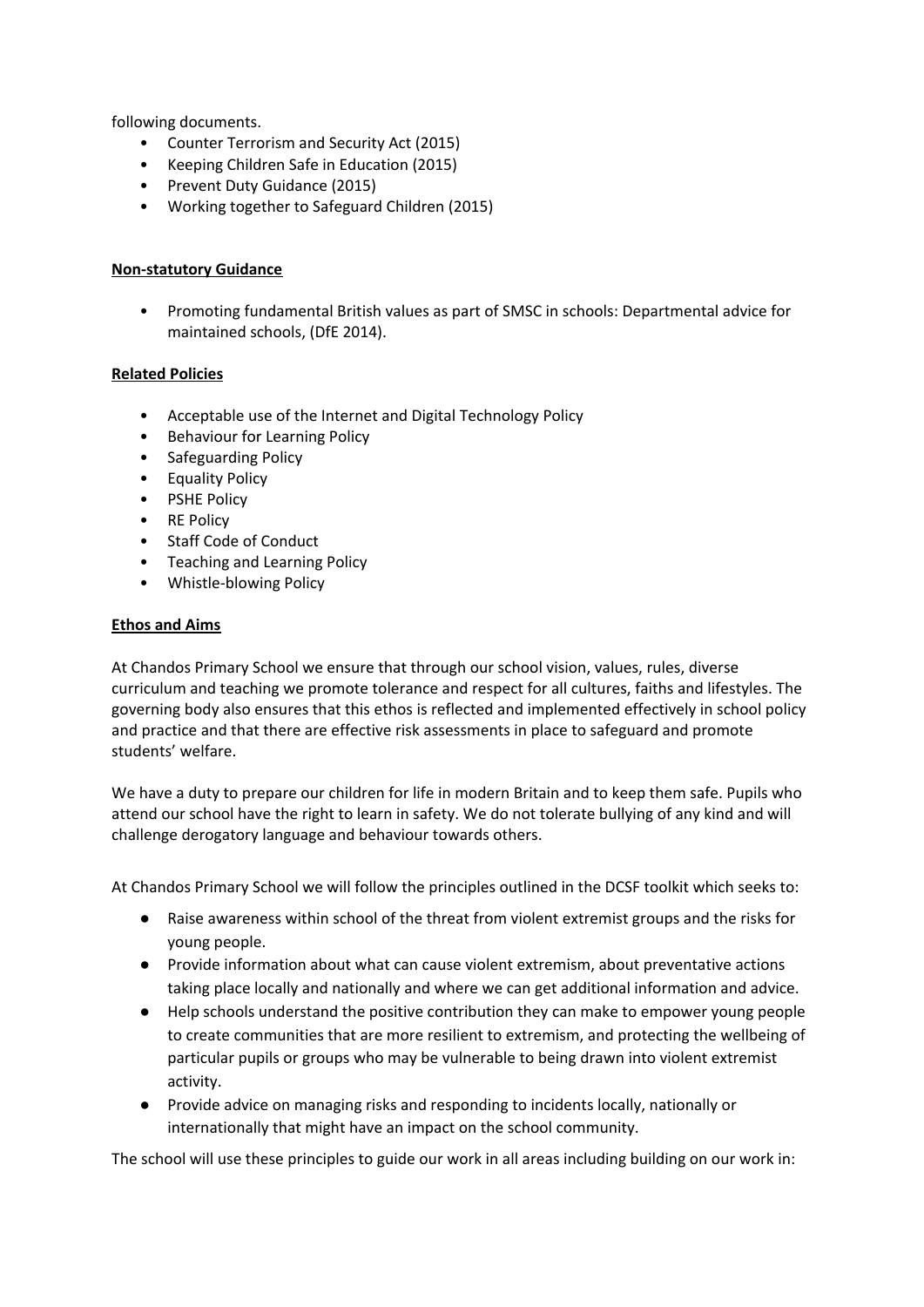following documents.

- Counter Terrorism and Security Act (2015)
- Keeping Children Safe in Education (2015)
- Prevent Duty Guidance (2015)
- Working together to Safeguard Children (2015)

**Non-statutory Guidance**

- Promoting fundamental British values as part of SMSC in schools: Departmental advice for maintained schools, (DfE 2014).

**Related Policies**

- Acceptable use of the Internet and Digital Technology Policy
- Behaviour for Learning Policy
- Safeguarding Policy
- Equality Policy
- PSHE Policy
- RE Policy
- Staff Code of Conduct
- Teaching and Learning Policy
- Whistle-blowing Policy

**Ethos and Aims**

At Chandos Primary School we ensure that through our school vision, values, rules, diverse curriculum and teaching we promote tolerance and respect for all cultures, faiths and lifestyles. The governing body also ensures that this ethos is reflected and implemented effectively in school policy and practice and that there are effective risk assessments in place to safeguard and promote students' welfare.

We have a duty to prepare our children for life in modern Britain and to keep them safe. Pupils who attend our school have the right to learn in safety. We do not tolerate bullying of any kind and will challenge derogatory language and behaviour towards others.

At Chandos Primary School we will follow the principles outlined in the DCSF toolkit which seeks to:

- Raise awareness within school of the threat from violent extremist groups and the risks for young people.
- Provide information about what can cause violent extremism, about preventative actions taking place locally and nationally and where we can get additional information and advice.
- Help schools understand the positive contribution they can make to empower young people to create communities that are more resilient to extremism, and protecting the wellbeing of particular pupils or groups who may be vulnerable to being drawn into violent extremist activity.
- Provide advice on managing risks and responding to incidents locally, nationally or internationally that might have an impact on the school community.

The school will use these principles to guide our work in all areas including building on our work in: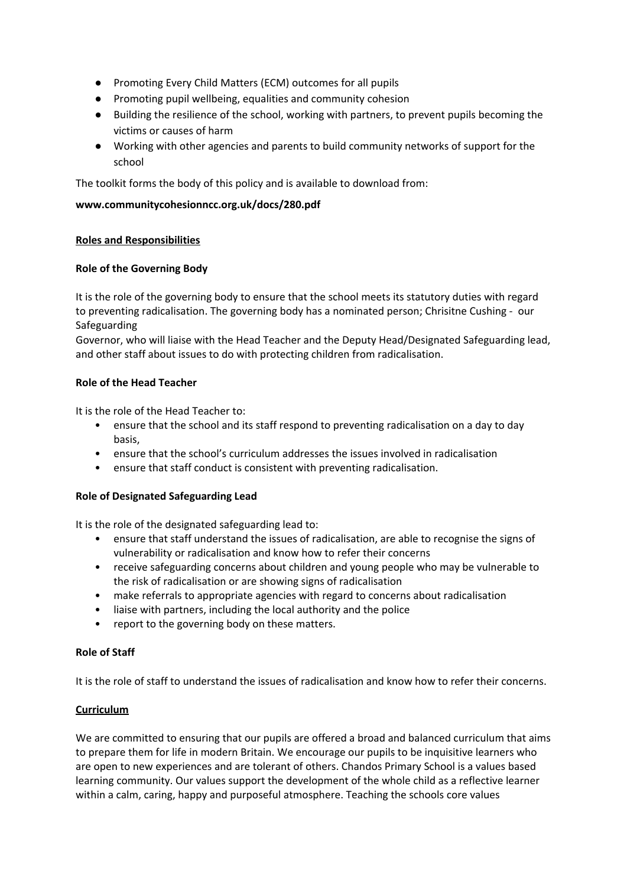- Promoting Every Child Matters (ECM) outcomes for all pupils
- Promoting pupil wellbeing, equalities and community cohesion
- Building the resilience of the school, working with partners, to prevent pupils becoming the victims or causes of harm
- Working with other agencies and parents to build community networks of support for the school

The toolkit forms the body of this policy and is available to download from:

**www.communitycohesionncc.org.uk/docs/280.pdf**

## Roles and Responsibilities

### Role of the Governing Body

It is the role of the governing body to ensure that the school meets its statutory duties with regard to preventing radicalisation. The governing body has a nominated person; Chrisitne Cushing - our Safeguarding
Governor, who will liaise with the Head Teacher and the Deputy Head/Designated Safeguarding lead, and other staff about issues to do with protecting children from radicalisation.

### Role of the Head Teacher

It is the role of the Head Teacher to:

- ensure that the school and its staff respond to preventing radicalisation on a day to day basis,
- ensure that the school's curriculum addresses the issues involved in radicalisation
- ensure that staff conduct is consistent with preventing radicalisation.

### Role of Designated Safeguarding Lead

It is the role of the designated safeguarding lead to:

- ensure that staff understand the issues of radicalisation, are able to recognise the signs of vulnerability or radicalisation and know how to refer their concerns
- receive safeguarding concerns about children and young people who may be vulnerable to the risk of radicalisation or are showing signs of radicalisation
- make referrals to appropriate agencies with regard to concerns about radicalisation
- liaise with partners, including the local authority and the police
- report to the governing body on these matters.

### Role of Staff

It is the role of staff to understand the issues of radicalisation and know how to refer their concerns.

## Curriculum

We are committed to ensuring that our pupils are offered a broad and balanced curriculum that aims to prepare them for life in modern Britain. We encourage our pupils to be inquisitive learners who are open to new experiences and are tolerant of others. Chandos Primary School is a values based learning community. Our values support the development of the whole child as a reflective learner within a calm, caring, happy and purposeful atmosphere. Teaching the schools core values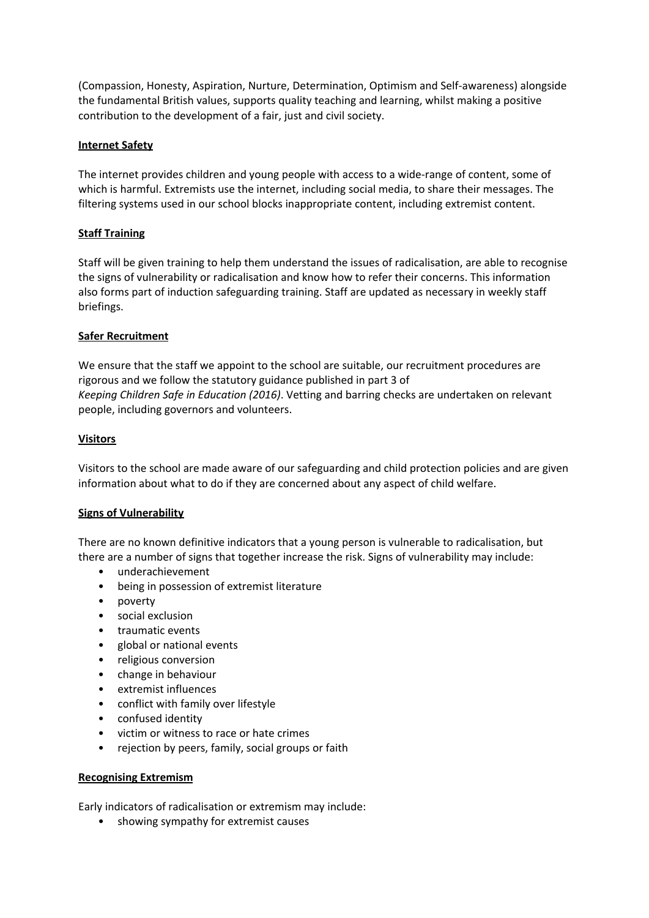(Compassion, Honesty, Aspiration, Nurture, Determination, Optimism and Self-awareness) alongside the fundamental British values, supports quality teaching and learning, whilst making a positive contribution to the development of a fair, just and civil society.

## Internet Safety

The internet provides children and young people with access to a wide-range of content, some of which is harmful. Extremists use the internet, including social media, to share their messages. The filtering systems used in our school blocks inappropriate content, including extremist content.

## Staff Training

Staff will be given training to help them understand the issues of radicalisation, are able to recognise the signs of vulnerability or radicalisation and know how to refer their concerns. This information also forms part of induction safeguarding training. Staff are updated as necessary in weekly staff briefings.

## Safer Recruitment

We ensure that the staff we appoint to the school are suitable, our recruitment procedures are rigorous and we follow the statutory guidance published in part 3 of *Keeping Children Safe in Education (2016)*. Vetting and barring checks are undertaken on relevant people, including governors and volunteers.

## Visitors

Visitors to the school are made aware of our safeguarding and child protection policies and are given information about what to do if they are concerned about any aspect of child welfare.

## Signs of Vulnerability

There are no known definitive indicators that a young person is vulnerable to radicalisation, but there are a number of signs that together increase the risk. Signs of vulnerability may include:

- underachievement
- being in possession of extremist literature
- poverty
- social exclusion
- traumatic events
- global or national events
- religious conversion
- change in behaviour
- extremist influences
- conflict with family over lifestyle
- confused identity
- victim or witness to race or hate crimes
- rejection by peers, family, social groups or faith

## Recognising Extremism

Early indicators of radicalisation or extremism may include:

- showing sympathy for extremist causes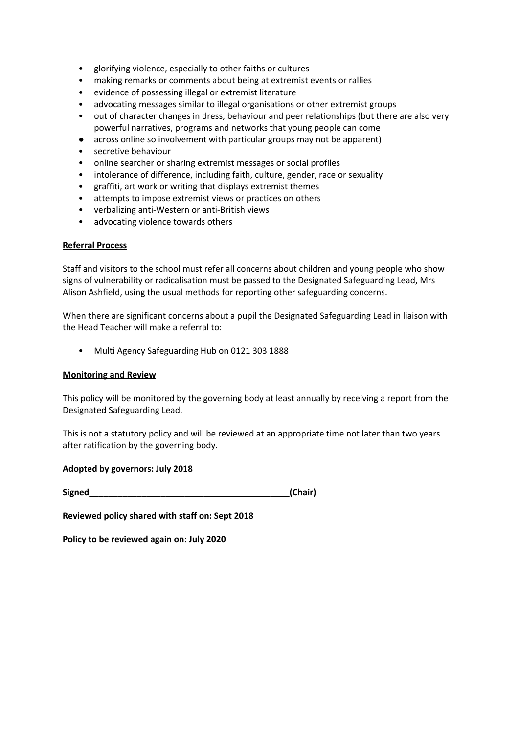- glorifying violence, especially to other faiths or cultures
- making remarks or comments about being at extremist events or rallies
- evidence of possessing illegal or extremist literature
- advocating messages similar to illegal organisations or other extremist groups
- out of character changes in dress, behaviour and peer relationships (but there are also very powerful narratives, programs and networks that young people can come
- across online so involvement with particular groups may not be apparent)
- secretive behaviour
- online searcher or sharing extremist messages or social profiles
- intolerance of difference, including faith, culture, gender, race or sexuality
- graffiti, art work or writing that displays extremist themes
- attempts to impose extremist views or practices on others
- verbalizing anti-Western or anti-British views
- advocating violence towards others

**Referral Process**

Staff and visitors to the school must refer all concerns about children and young people who show signs of vulnerability or radicalisation must be passed to the Designated Safeguarding Lead, Mrs Alison Ashfield, using the usual methods for reporting other safeguarding concerns.

When there are significant concerns about a pupil the Designated Safeguarding Lead in liaison with the Head Teacher will make a referral to:

- Multi Agency Safeguarding Hub on 0121 303 1888

**Monitoring and Review**

This policy will be monitored by the governing body at least annually by receiving a report from the Designated Safeguarding Lead.

This is not a statutory policy and will be reviewed at an appropriate time not later than two years after ratification by the governing body.

**Adopted by governors: July 2018**

**Signed__________________________________________(Chair)**

**Reviewed policy shared with staff on: Sept 2018**

**Policy to be reviewed again on: July 2020**